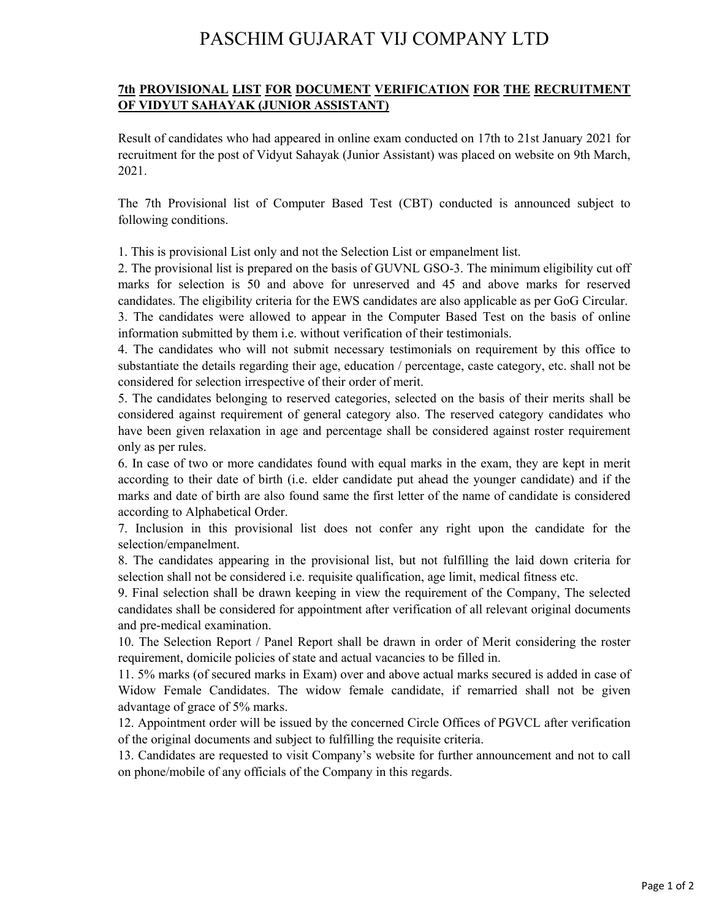# PASCHIM GUJARAT VIJ COMPANY LTD

**7th PROVISIONAL LIST FOR DOCUMENT VERIFICATION FOR THE RECRUITMENT OF VIDYUT SAHAYAK (JUNIOR ASSISTANT)**

Result of candidates who had appeared in online exam conducted on 17th to 21st January 2021 for recruitment for the post of Vidyut Sahayak (Junior Assistant) was placed on website on 9th March, 2021.

The 7th Provisional list of Computer Based Test (CBT) conducted is announced subject to following conditions.

1. This is provisional List only and not the Selection List or empanelment list.
2. The provisional list is prepared on the basis of GUVNL GSO-3. The minimum eligibility cut off marks for selection is 50 and above for unreserved and 45 and above marks for reserved candidates. The eligibility criteria for the EWS candidates are also applicable as per GoG Circular.
3. The candidates were allowed to appear in the Computer Based Test on the basis of online information submitted by them i.e. without verification of their testimonials.
4. The candidates who will not submit necessary testimonials on requirement by this office to substantiate the details regarding their age, education / percentage, caste category, etc. shall not be considered for selection irrespective of their order of merit.
5. The candidates belonging to reserved categories, selected on the basis of their merits shall be considered against requirement of general category also. The reserved category candidates who have been given relaxation in age and percentage shall be considered against roster requirement only as per rules.
6. In case of two or more candidates found with equal marks in the exam, they are kept in merit according to their date of birth (i.e. elder candidate put ahead the younger candidate) and if the marks and date of birth are also found same the first letter of the name of candidate is considered according to Alphabetical Order.
7. Inclusion in this provisional list does not confer any right upon the candidate for the selection/empanelment.
8. The candidates appearing in the provisional list, but not fulfilling the laid down criteria for selection shall not be considered i.e. requisite qualification, age limit, medical fitness etc.
9. Final selection shall be drawn keeping in view the requirement of the Company, The selected candidates shall be considered for appointment after verification of all relevant original documents and pre-medical examination.
10. The Selection Report / Panel Report shall be drawn in order of Merit considering the roster requirement, domicile policies of state and actual vacancies to be filled in.
11. 5% marks (of secured marks in Exam) over and above actual marks secured is added in case of Widow Female Candidates. The widow female candidate, if remarried shall not be given advantage of grace of 5% marks.
12. Appointment order will be issued by the concerned Circle Offices of PGVCL after verification of the original documents and subject to fulfilling the requisite criteria.
13. Candidates are requested to visit Company's website for further announcement and not to call on phone/mobile of any officials of the Company in this regards.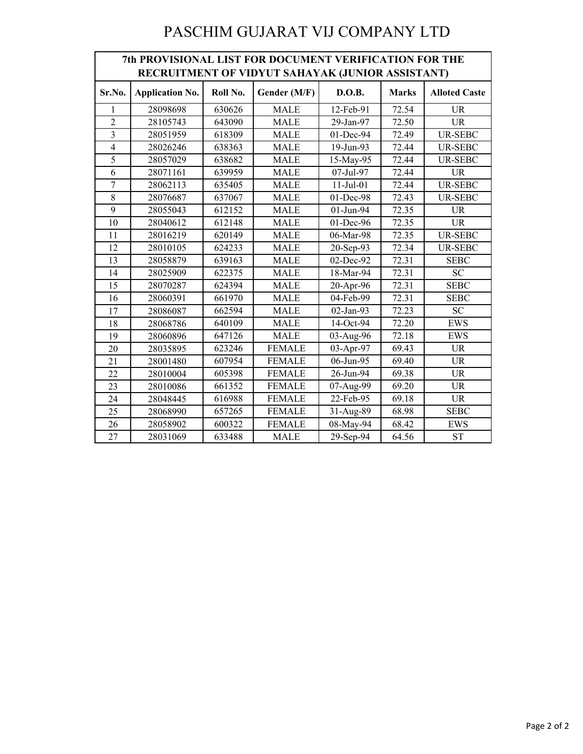# PASCHIM GUJARAT VIJ COMPANY LTD

**7th PROVISIONAL LIST FOR DOCUMENT VERIFICATION FOR THE RECRUITMENT OF VIDYUT SAHAYAK (JUNIOR ASSISTANT)**

| Sr.No. | Application No. | Roll No. | Gender (M/F) | D.O.B. | Marks | Alloted Caste |
|---|---|---|---|---|---|---|
| 1 | 28098698 | 630626 | MALE | 12-Feb-91 | 72.54 | UR |
| 2 | 28105743 | 643090 | MALE | 29-Jan-97 | 72.50 | UR |
| 3 | 28051959 | 618309 | MALE | 01-Dec-94 | 72.49 | UR-SEBC |
| 4 | 28026246 | 638363 | MALE | 19-Jun-93 | 72.44 | UR-SEBC |
| 5 | 28057029 | 638682 | MALE | 15-May-95 | 72.44 | UR-SEBC |
| 6 | 28071161 | 639959 | MALE | 07-Jul-97 | 72.44 | UR |
| 7 | 28062113 | 635405 | MALE | 11-Jul-01 | 72.44 | UR-SEBC |
| 8 | 28076687 | 637067 | MALE | 01-Dec-98 | 72.43 | UR-SEBC |
| 9 | 28055043 | 612152 | MALE | 01-Jun-94 | 72.35 | UR |
| 10 | 28040612 | 612148 | MALE | 01-Dec-96 | 72.35 | UR |
| 11 | 28016219 | 620149 | MALE | 06-Mar-98 | 72.35 | UR-SEBC |
| 12 | 28010105 | 624233 | MALE | 20-Sep-93 | 72.34 | UR-SEBC |
| 13 | 28058879 | 639163 | MALE | 02-Dec-92 | 72.31 | SEBC |
| 14 | 28025909 | 622375 | MALE | 18-Mar-94 | 72.31 | SC |
| 15 | 28070287 | 624394 | MALE | 20-Apr-96 | 72.31 | SEBC |
| 16 | 28060391 | 661970 | MALE | 04-Feb-99 | 72.31 | SEBC |
| 17 | 28086087 | 662594 | MALE | 02-Jan-93 | 72.23 | SC |
| 18 | 28068786 | 640109 | MALE | 14-Oct-94 | 72.20 | EWS |
| 19 | 28060896 | 647126 | MALE | 03-Aug-96 | 72.18 | EWS |
| 20 | 28035895 | 623246 | FEMALE | 03-Apr-97 | 69.43 | UR |
| 21 | 28001480 | 607954 | FEMALE | 06-Jun-95 | 69.40 | UR |
| 22 | 28010004 | 605398 | FEMALE | 26-Jun-94 | 69.38 | UR |
| 23 | 28010086 | 661352 | FEMALE | 07-Aug-99 | 69.20 | UR |
| 24 | 28048445 | 616988 | FEMALE | 22-Feb-95 | 69.18 | UR |
| 25 | 28068990 | 657265 | FEMALE | 31-Aug-89 | 68.98 | SEBC |
| 26 | 28058902 | 600322 | FEMALE | 08-May-94 | 68.42 | EWS |
| 27 | 28031069 | 633488 | MALE | 29-Sep-94 | 64.56 | ST |